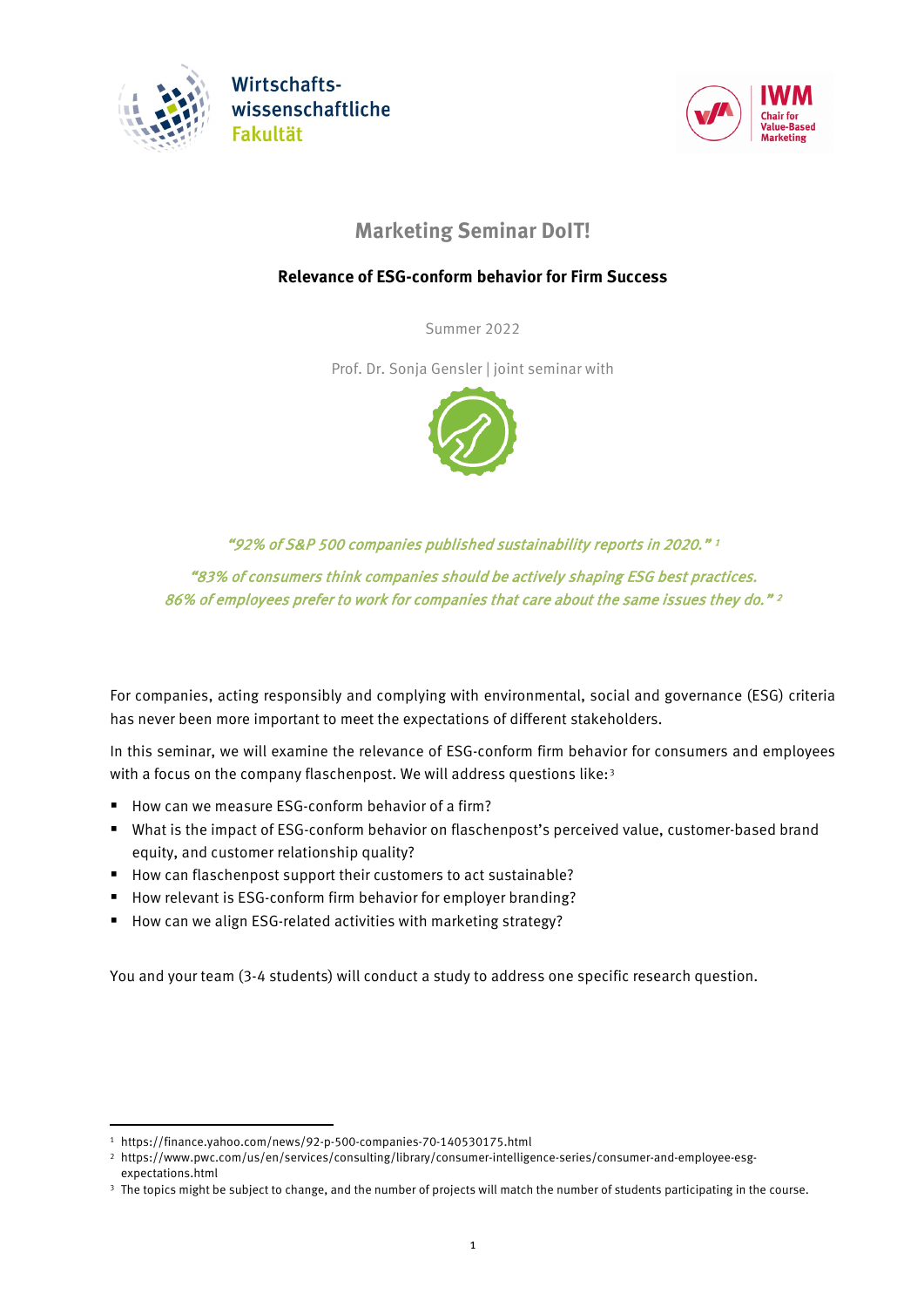Wirtschafts-
wissenschaftliche
Fakultät

IWM
Chair for
Value-Based
Marketing

# Marketing Seminar DoIT!

**Relevance of ESG-conform behavior for Firm Success**

Summer 2022

Prof. Dr. Sonja Gensler | joint seminar with

*"92% of S&P 500 companies published sustainability reports in 2020."* [1]

*"83% of consumers think companies should be actively shaping ESG best practices.*
*86% of employees prefer to work for companies that care about the same issues they do."* [2]

For companies, acting responsibly and complying with environmental, social and governance (ESG) criteria has never been more important to meet the expectations of different stakeholders.

In this seminar, we will examine the relevance of ESG-conform firm behavior for consumers and employees with a focus on the company flaschenpost. We will address questions like:[3]

- How can we measure ESG-conform behavior of a firm?
- What is the impact of ESG-conform behavior on flaschenpost's perceived value, customer-based brand equity, and customer relationship quality?
- How can flaschenpost support their customers to act sustainable?
- How relevant is ESG-conform firm behavior for employer branding?
- How can we align ESG-related activities with marketing strategy?

You and your team (3-4 students) will conduct a study to address one specific research question.

---

[1] https://finance.yahoo.com/news/92-p-500-companies-70-140530175.html

[2] https://www.pwc.com/us/en/services/consulting/library/consumer-intelligence-series/consumer-and-employee-esg-expectations.html

[3] The topics might be subject to change, and the number of projects will match the number of students participating in the course.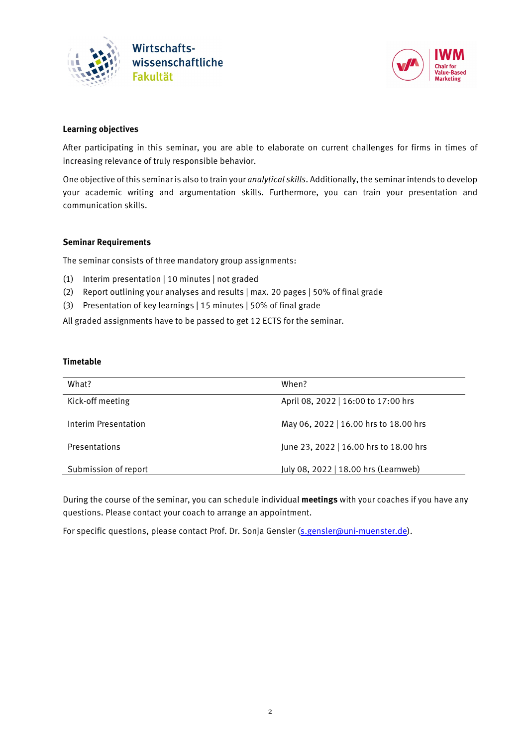**Learning objectives**

After participating in this seminar, you are able to elaborate on current challenges for firms in times of increasing relevance of truly responsible behavior.

One objective of this seminar is also to train your *analytical skills*. Additionally, the seminar intends to develop your academic writing and argumentation skills. Furthermore, you can train your presentation and communication skills.

**Seminar Requirements**

The seminar consists of three mandatory group assignments:

(1) Interim presentation | 10 minutes | not graded
(2) Report outlining your analyses and results | max. 20 pages | 50% of final grade
(3) Presentation of key learnings | 15 minutes | 50% of final grade

All graded assignments have to be passed to get 12 ECTS for the seminar.

**Timetable**

| What? | When? |
|---|---|
| Kick-off meeting | April 08, 2022 | 16:00 to 17:00 hrs |
| Interim Presentation | May 06, 2022 | 16.00 hrs to 18.00 hrs |
| Presentations | June 23, 2022 | 16.00 hrs to 18.00 hrs |
| Submission of report | July 08, 2022 | 18.00 hrs (Learnweb) |

During the course of the seminar, you can schedule individual **meetings** with your coaches if you have any questions. Please contact your coach to arrange an appointment.

For specific questions, please contact Prof. Dr. Sonja Gensler (s.gensler@uni-muenster.de).